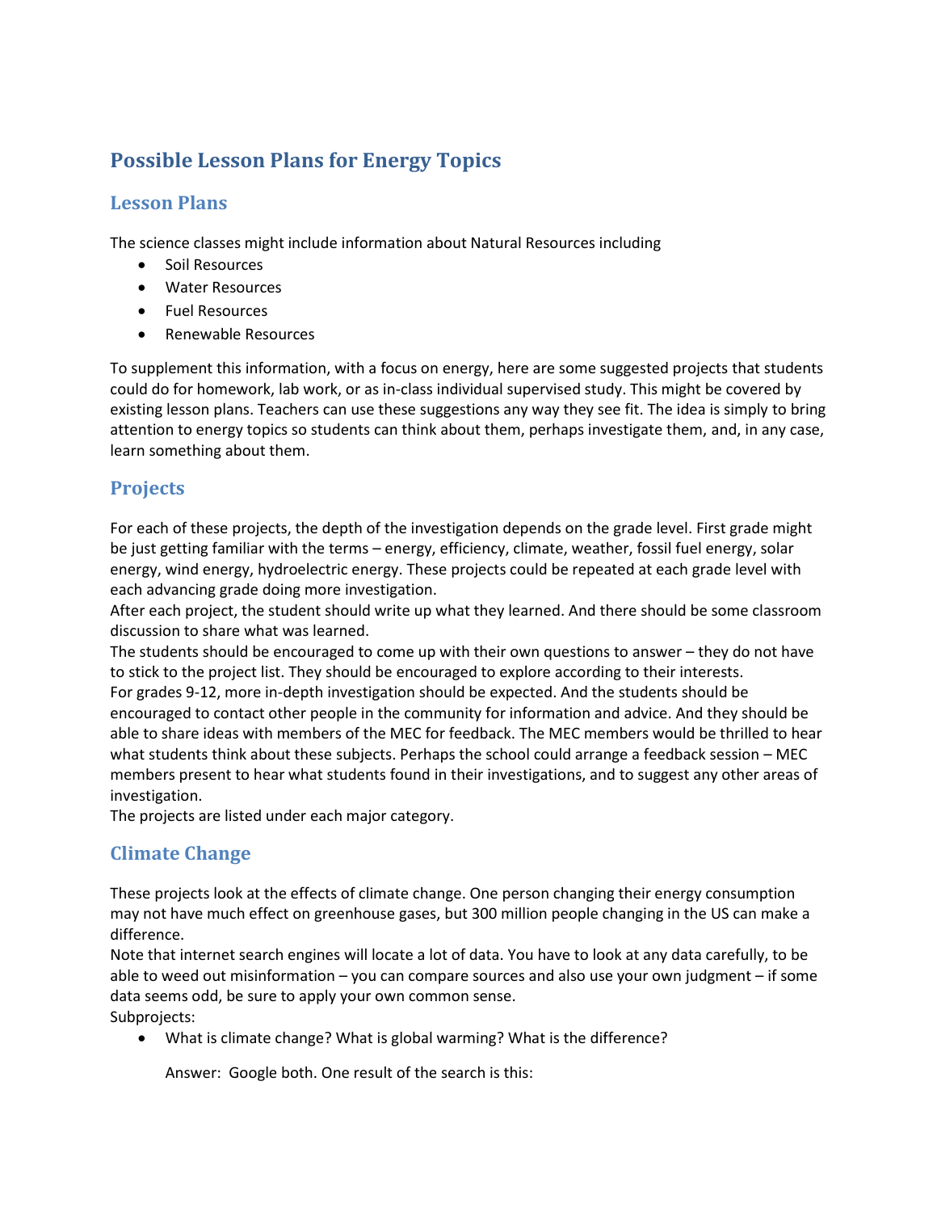# Possible Lesson Plans for Energy Topics

## Lesson Plans

The science classes might include information about Natural Resources including

- Soil Resources
- Water Resources
- Fuel Resources
- Renewable Resources

To supplement this information, with a focus on energy, here are some suggested projects that students could do for homework, lab work, or as in-class individual supervised study. This might be covered by existing lesson plans. Teachers can use these suggestions any way they see fit. The idea is simply to bring attention to energy topics so students can think about them, perhaps investigate them, and, in any case, learn something about them.

## Projects

For each of these projects, the depth of the investigation depends on the grade level. First grade might be just getting familiar with the terms – energy, efficiency, climate, weather, fossil fuel energy, solar energy, wind energy, hydroelectric energy. These projects could be repeated at each grade level with each advancing grade doing more investigation.

After each project, the student should write up what they learned. And there should be some classroom discussion to share what was learned.

The students should be encouraged to come up with their own questions to answer – they do not have to stick to the project list. They should be encouraged to explore according to their interests.

For grades 9-12, more in-depth investigation should be expected. And the students should be encouraged to contact other people in the community for information and advice. And they should be able to share ideas with members of the MEC for feedback. The MEC members would be thrilled to hear what students think about these subjects. Perhaps the school could arrange a feedback session – MEC members present to hear what students found in their investigations, and to suggest any other areas of investigation.

The projects are listed under each major category.

## Climate Change

These projects look at the effects of climate change. One person changing their energy consumption may not have much effect on greenhouse gases, but 300 million people changing in the US can make a difference.

Note that internet search engines will locate a lot of data. You have to look at any data carefully, to be able to weed out misinformation – you can compare sources and also use your own judgment – if some data seems odd, be sure to apply your own common sense.

Subprojects:

- What is climate change? What is global warming? What is the difference?

  Answer: Google both. One result of the search is this: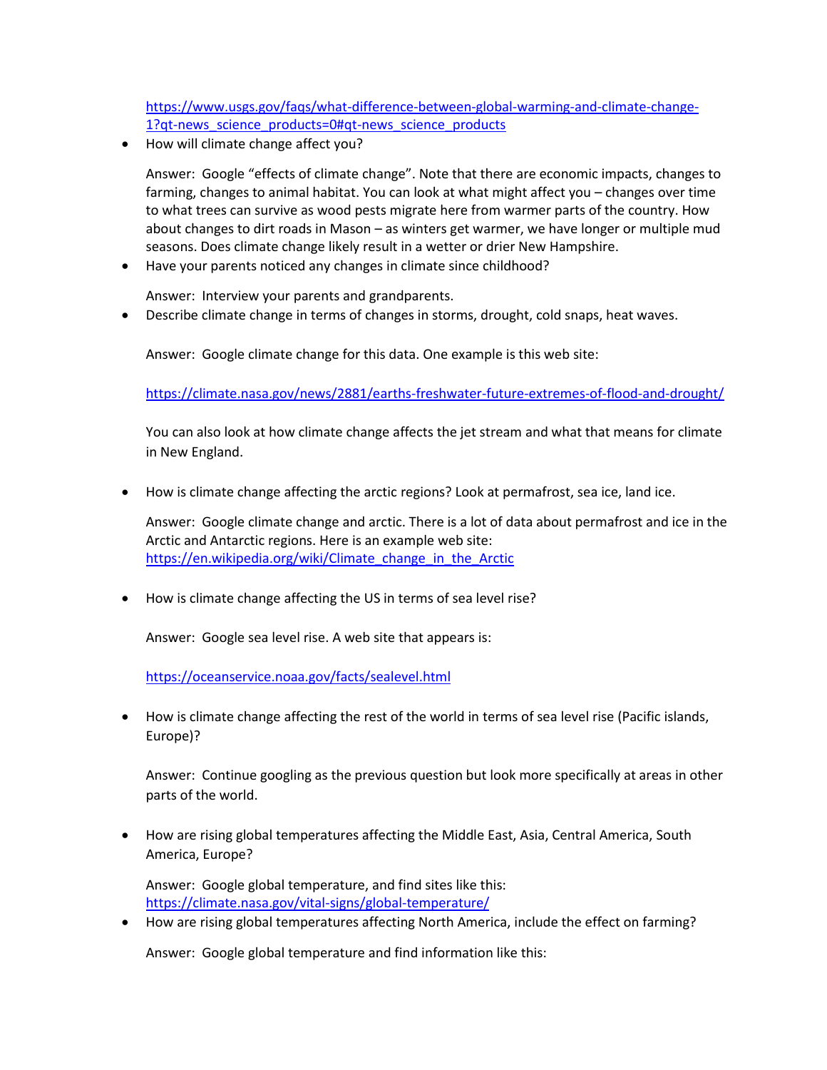https://www.usgs.gov/faqs/what-difference-between-global-warming-and-climate-change-1?qt-news_science_products=0#qt-news_science_products

- How will climate change affect you?

  Answer: Google "effects of climate change". Note that there are economic impacts, changes to farming, changes to animal habitat. You can look at what might affect you – changes over time to what trees can survive as wood pests migrate here from warmer parts of the country. How about changes to dirt roads in Mason – as winters get warmer, we have longer or multiple mud seasons. Does climate change likely result in a wetter or drier New Hampshire.

- Have your parents noticed any changes in climate since childhood?

  Answer: Interview your parents and grandparents.

- Describe climate change in terms of changes in storms, drought, cold snaps, heat waves.

  Answer: Google climate change for this data. One example is this web site:

  https://climate.nasa.gov/news/2881/earths-freshwater-future-extremes-of-flood-and-drought/

  You can also look at how climate change affects the jet stream and what that means for climate in New England.

- How is climate change affecting the arctic regions? Look at permafrost, sea ice, land ice.

  Answer: Google climate change and arctic. There is a lot of data about permafrost and ice in the Arctic and Antarctic regions. Here is an example web site: https://en.wikipedia.org/wiki/Climate_change_in_the_Arctic

- How is climate change affecting the US in terms of sea level rise?

  Answer: Google sea level rise. A web site that appears is:

  https://oceanservice.noaa.gov/facts/sealevel.html

- How is climate change affecting the rest of the world in terms of sea level rise (Pacific islands, Europe)?

  Answer: Continue googling as the previous question but look more specifically at areas in other parts of the world.

- How are rising global temperatures affecting the Middle East, Asia, Central America, South America, Europe?

  Answer: Google global temperature, and find sites like this: https://climate.nasa.gov/vital-signs/global-temperature/

- How are rising global temperatures affecting North America, include the effect on farming?

  Answer: Google global temperature and find information like this: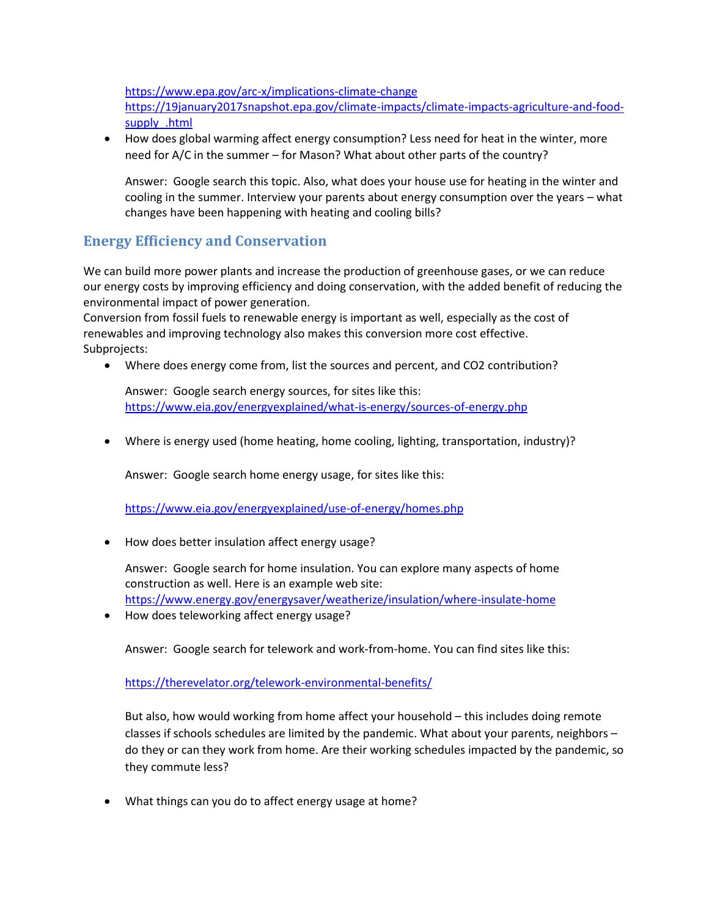https://www.epa.gov/arc-x/implications-climate-change
https://19january2017snapshot.epa.gov/climate-impacts/climate-impacts-agriculture-and-food-supply_.html

- How does global warming affect energy consumption? Less need for heat in the winter, more need for A/C in the summer – for Mason? What about other parts of the country?

  Answer: Google search this topic. Also, what does your house use for heating in the winter and cooling in the summer. Interview your parents about energy consumption over the years – what changes have been happening with heating and cooling bills?

## Energy Efficiency and Conservation

We can build more power plants and increase the production of greenhouse gases, or we can reduce our energy costs by improving efficiency and doing conservation, with the added benefit of reducing the environmental impact of power generation.
Conversion from fossil fuels to renewable energy is important as well, especially as the cost of renewables and improving technology also makes this conversion more cost effective.
Subprojects:

- Where does energy come from, list the sources and percent, and CO2 contribution?

  Answer: Google search energy sources, for sites like this:
  https://www.eia.gov/energyexplained/what-is-energy/sources-of-energy.php

- Where is energy used (home heating, home cooling, lighting, transportation, industry)?

  Answer: Google search home energy usage, for sites like this:

  https://www.eia.gov/energyexplained/use-of-energy/homes.php

- How does better insulation affect energy usage?

  Answer: Google search for home insulation. You can explore many aspects of home construction as well. Here is an example web site:
  https://www.energy.gov/energysaver/weatherize/insulation/where-insulate-home

- How does teleworking affect energy usage?

  Answer: Google search for telework and work-from-home. You can find sites like this:

  https://therevelator.org/telework-environmental-benefits/

  But also, how would working from home affect your household – this includes doing remote classes if schools schedules are limited by the pandemic. What about your parents, neighbors – do they or can they work from home. Are their working schedules impacted by the pandemic, so they commute less?

- What things can you do to affect energy usage at home?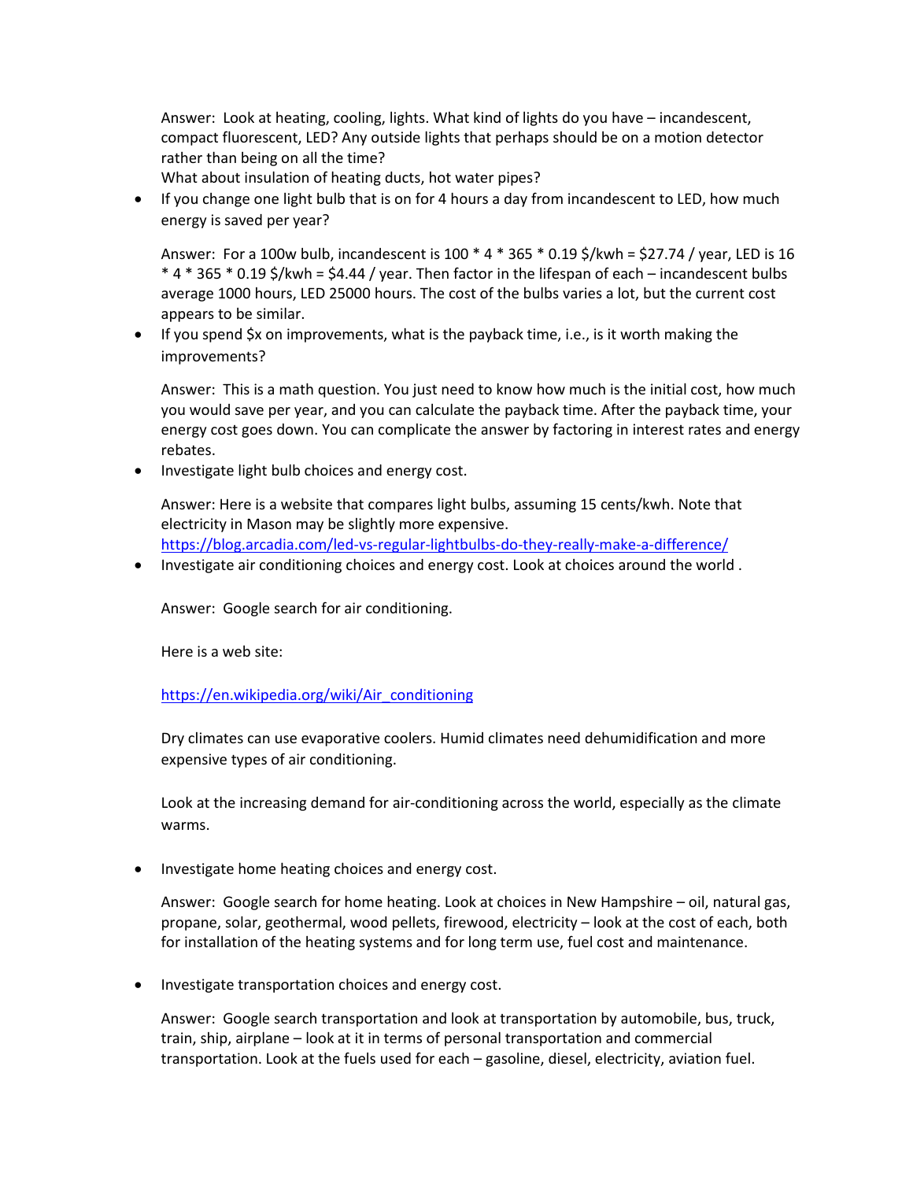Answer: Look at heating, cooling, lights. What kind of lights do you have – incandescent, compact fluorescent, LED? Any outside lights that perhaps should be on a motion detector rather than being on all the time?
What about insulation of heating ducts, hot water pipes?

- If you change one light bulb that is on for 4 hours a day from incandescent to LED, how much energy is saved per year?

  Answer: For a 100w bulb, incandescent is 100 * 4 * 365 * 0.19 $/kwh = $27.74 / year, LED is 16 * 4 * 365 * 0.19 $/kwh = $4.44 / year. Then factor in the lifespan of each – incandescent bulbs average 1000 hours, LED 25000 hours. The cost of the bulbs varies a lot, but the current cost appears to be similar.

- If you spend $x on improvements, what is the payback time, i.e., is it worth making the improvements?

  Answer: This is a math question. You just need to know how much is the initial cost, how much you would save per year, and you can calculate the payback time. After the payback time, your energy cost goes down. You can complicate the answer by factoring in interest rates and energy rebates.

- Investigate light bulb choices and energy cost.

  Answer: Here is a website that compares light bulbs, assuming 15 cents/kwh. Note that electricity in Mason may be slightly more expensive.
  [https://blog.arcadia.com/led-vs-regular-lightbulbs-do-they-really-make-a-difference/](https://blog.arcadia.com/led-vs-regular-lightbulbs-do-they-really-make-a-difference/)

- Investigate air conditioning choices and energy cost. Look at choices around the world .

  Answer: Google search for air conditioning.

  Here is a web site:

  [https://en.wikipedia.org/wiki/Air_conditioning](https://en.wikipedia.org/wiki/Air_conditioning)

  Dry climates can use evaporative coolers. Humid climates need dehumidification and more expensive types of air conditioning.

  Look at the increasing demand for air-conditioning across the world, especially as the climate warms.

- Investigate home heating choices and energy cost.

  Answer: Google search for home heating. Look at choices in New Hampshire – oil, natural gas, propane, solar, geothermal, wood pellets, firewood, electricity – look at the cost of each, both for installation of the heating systems and for long term use, fuel cost and maintenance.

- Investigate transportation choices and energy cost.

  Answer: Google search transportation and look at transportation by automobile, bus, truck, train, ship, airplane – look at it in terms of personal transportation and commercial transportation. Look at the fuels used for each – gasoline, diesel, electricity, aviation fuel.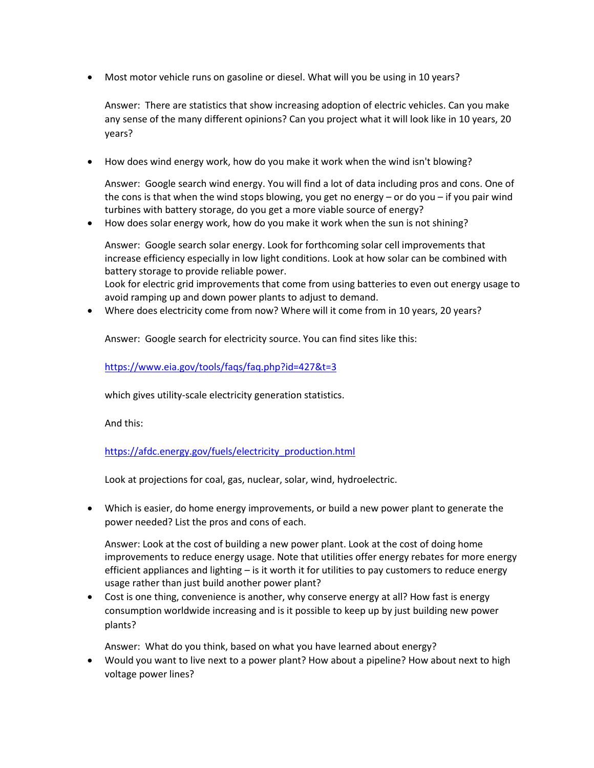- Most motor vehicle runs on gasoline or diesel. What will you be using in 10 years?

  Answer: There are statistics that show increasing adoption of electric vehicles. Can you make any sense of the many different opinions? Can you project what it will look like in 10 years, 20 years?

- How does wind energy work, how do you make it work when the wind isn't blowing?

  Answer: Google search wind energy. You will find a lot of data including pros and cons. One of the cons is that when the wind stops blowing, you get no energy – or do you – if you pair wind turbines with battery storage, do you get a more viable source of energy?

- How does solar energy work, how do you make it work when the sun is not shining?

  Answer: Google search solar energy. Look for forthcoming solar cell improvements that increase efficiency especially in low light conditions. Look at how solar can be combined with battery storage to provide reliable power.
  Look for electric grid improvements that come from using batteries to even out energy usage to avoid ramping up and down power plants to adjust to demand.

- Where does electricity come from now? Where will it come from in 10 years, 20 years?

  Answer: Google search for electricity source. You can find sites like this:

  https://www.eia.gov/tools/faqs/faq.php?id=427&t=3

  which gives utility-scale electricity generation statistics.

  And this:

  https://afdc.energy.gov/fuels/electricity_production.html

  Look at projections for coal, gas, nuclear, solar, wind, hydroelectric.

- Which is easier, do home energy improvements, or build a new power plant to generate the power needed? List the pros and cons of each.

  Answer: Look at the cost of building a new power plant. Look at the cost of doing home improvements to reduce energy usage. Note that utilities offer energy rebates for more energy efficient appliances and lighting – is it worth it for utilities to pay customers to reduce energy usage rather than just build another power plant?

- Cost is one thing, convenience is another, why conserve energy at all? How fast is energy consumption worldwide increasing and is it possible to keep up by just building new power plants?

  Answer: What do you think, based on what you have learned about energy?

- Would you want to live next to a power plant? How about a pipeline? How about next to high voltage power lines?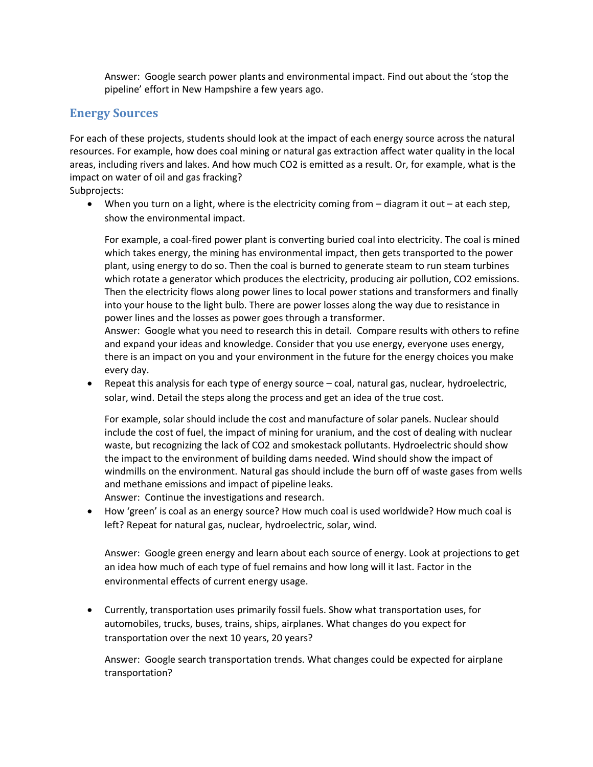Answer: Google search power plants and environmental impact. Find out about the 'stop the pipeline' effort in New Hampshire a few years ago.

## Energy Sources

For each of these projects, students should look at the impact of each energy source across the natural resources. For example, how does coal mining or natural gas extraction affect water quality in the local areas, including rivers and lakes. And how much $CO_2$ is emitted as a result. Or, for example, what is the impact on water of oil and gas fracking?

Subprojects:

- When you turn on a light, where is the electricity coming from – diagram it out – at each step, show the environmental impact.

  For example, a coal-fired power plant is converting buried coal into electricity. The coal is mined which takes energy, the mining has environmental impact, then gets transported to the power plant, using energy to do so. Then the coal is burned to generate steam to run steam turbines which rotate a generator which produces the electricity, producing air pollution, $CO_2$ emissions. Then the electricity flows along power lines to local power stations and transformers and finally into your house to the light bulb. There are power losses along the way due to resistance in power lines and the losses as power goes through a transformer.
  Answer: Google what you need to research this in detail. Compare results with others to refine and expand your ideas and knowledge. Consider that you use energy, everyone uses energy, there is an impact on you and your environment in the future for the energy choices you make every day.

- Repeat this analysis for each type of energy source – coal, natural gas, nuclear, hydroelectric, solar, wind. Detail the steps along the process and get an idea of the true cost.

  For example, solar should include the cost and manufacture of solar panels. Nuclear should include the cost of fuel, the impact of mining for uranium, and the cost of dealing with nuclear waste, but recognizing the lack of $CO_2$ and smokestack pollutants. Hydroelectric should show the impact to the environment of building dams needed. Wind should show the impact of windmills on the environment. Natural gas should include the burn off of waste gases from wells and methane emissions and impact of pipeline leaks.
  Answer: Continue the investigations and research.

- How 'green' is coal as an energy source? How much coal is used worldwide? How much coal is left? Repeat for natural gas, nuclear, hydroelectric, solar, wind.

  Answer: Google green energy and learn about each source of energy. Look at projections to get an idea how much of each type of fuel remains and how long will it last. Factor in the environmental effects of current energy usage.

- Currently, transportation uses primarily fossil fuels. Show what transportation uses, for automobiles, trucks, buses, trains, ships, airplanes. What changes do you expect for transportation over the next 10 years, 20 years?

  Answer: Google search transportation trends. What changes could be expected for airplane transportation?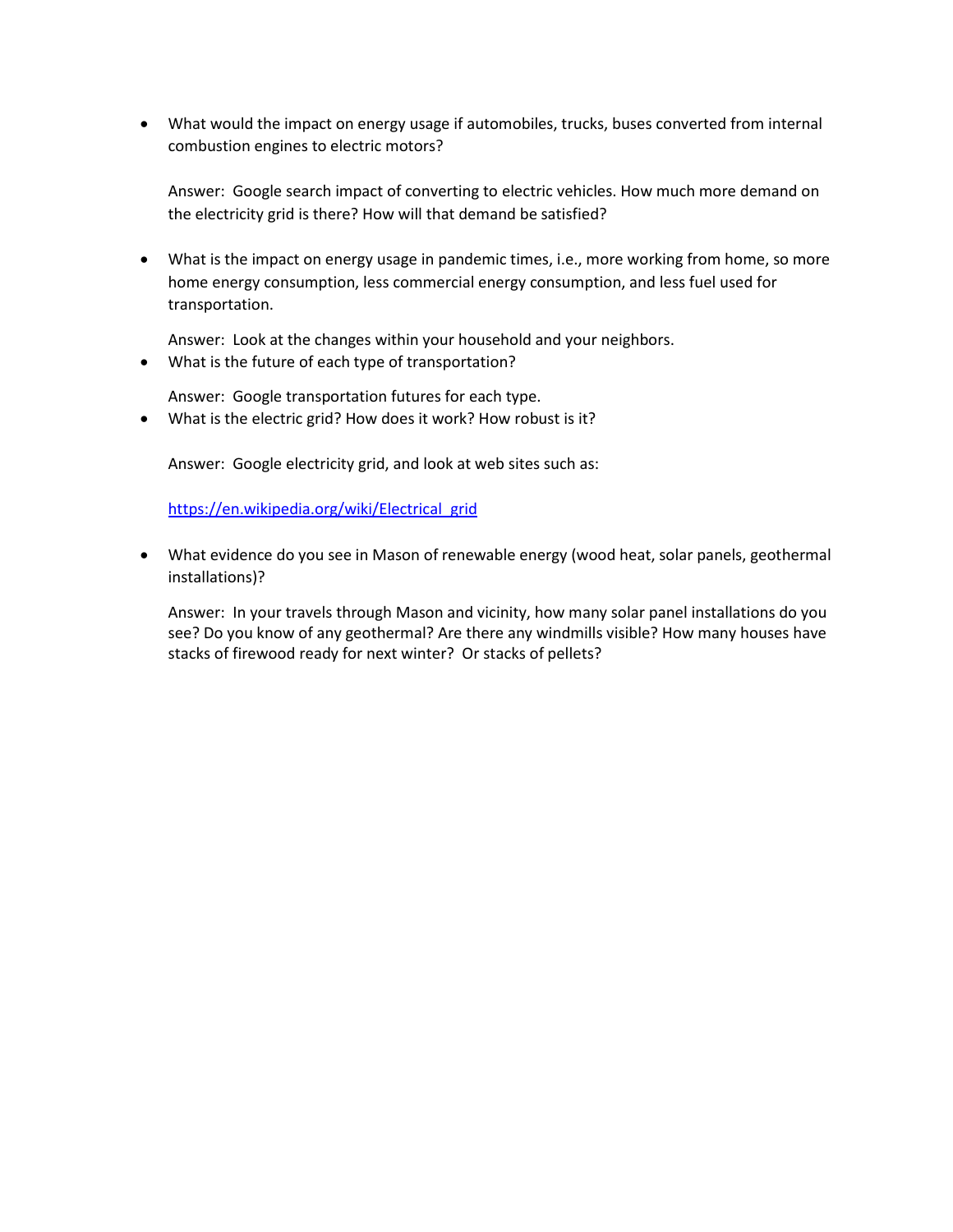- What would the impact on energy usage if automobiles, trucks, buses converted from internal combustion engines to electric motors?

  Answer: Google search impact of converting to electric vehicles. How much more demand on the electricity grid is there? How will that demand be satisfied?

- What is the impact on energy usage in pandemic times, i.e., more working from home, so more home energy consumption, less commercial energy consumption, and less fuel used for transportation.

  Answer: Look at the changes within your household and your neighbors.

- What is the future of each type of transportation?

  Answer: Google transportation futures for each type.

- What is the electric grid? How does it work? How robust is it?

  Answer: Google electricity grid, and look at web sites such as:

  https://en.wikipedia.org/wiki/Electrical_grid

- What evidence do you see in Mason of renewable energy (wood heat, solar panels, geothermal installations)?

  Answer: In your travels through Mason and vicinity, how many solar panel installations do you see? Do you know of any geothermal? Are there any windmills visible? How many houses have stacks of firewood ready for next winter? Or stacks of pellets?